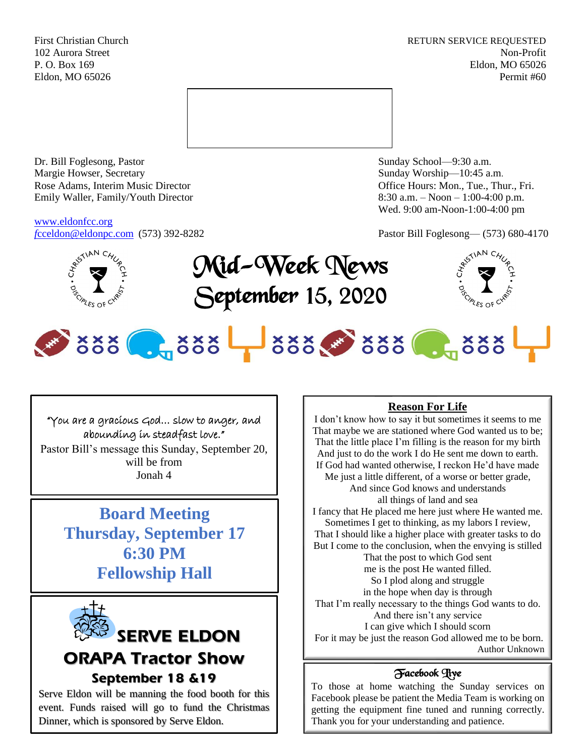First Christian Church
102 Aurora Street
P. O. Box 169
Eldon, MO 65026

RETURN SERVICE REQUESTED
Non-Profit
Eldon, MO 65026
Permit #60

Dr. Bill Foglesong, Pastor
Margie Howser, Secretary
Rose Adams, Interim Music Director
Emily Waller, Family/Youth Director

www.eldonfcc.org
fcceldon@eldonpc.com (573) 392-8282

Sunday School—9:30 a.m.
Sunday Worship—10:45 a.m.
Office Hours: Mon., Tue., Thur., Fri.
8:30 a.m. – Noon – 1:00-4:00 p.m.
Wed. 9:00 am-Noon-1:00-4:00 pm

Pastor Bill Foglesong— (573) 680-4170

# Mid-Week News
# September 15, 2020

"You are a gracious God… slow to anger, and abounding in steadfast love."

Pastor Bill's message this Sunday, September 20, will be from Jonah 4

## Board Meeting
## Thursday, September 17
## 6:30 PM
## Fellowship Hall

## SERVE ELDON
## ORAPA Tractor Show
### September 18 &19

Serve Eldon will be manning the food booth for this event. Funds raised will go to fund the Christmas Dinner, which is sponsored by Serve Eldon.

## Reason For Life

I don't know how to say it but sometimes it seems to me
That maybe we are stationed where God wanted us to be;
That the little place I'm filling is the reason for my birth
And just to do the work I do He sent me down to earth.
If God had wanted otherwise, I reckon He'd have made
Me just a little different, of a worse or better grade,
And since God knows and understands
all things of land and sea
I fancy that He placed me here just where He wanted me.
Sometimes I get to thinking, as my labors I review,
That I should like a higher place with greater tasks to do
But I come to the conclusion, when the envying is stilled
That the post to which God sent
me is the post He wanted filled.
So I plod along and struggle
in the hope when day is through
That I'm really necessary to the things God wants to do.
And there isn't any service
I can give which I should scorn
For it may be just the reason God allowed me to be born.

Author Unknown

## Facebook Live

To those at home watching the Sunday services on Facebook please be patient the Media Team is working on getting the equipment fine tuned and running correctly. Thank you for your understanding and patience.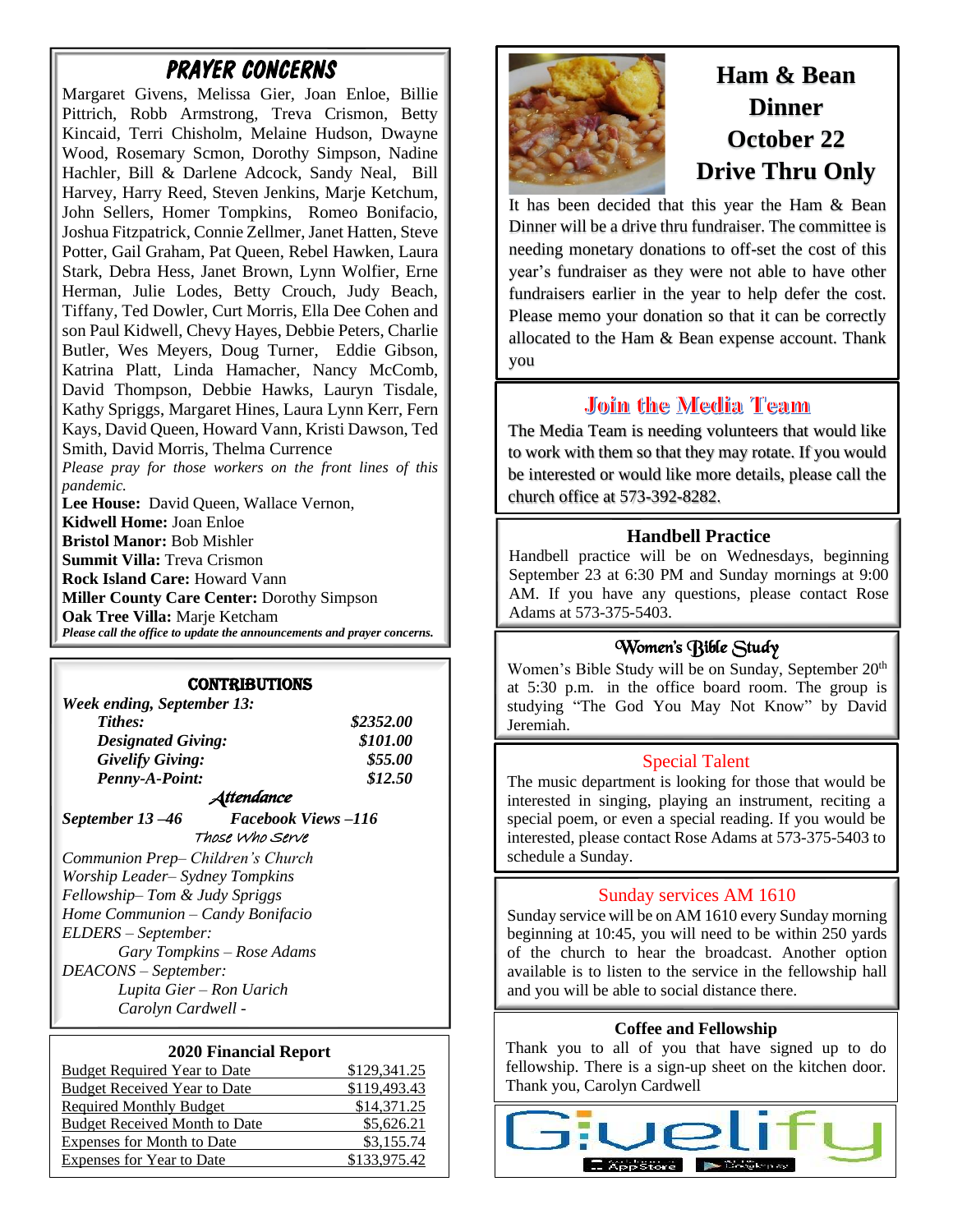## PRAYER CONCERNS

Margaret Givens, Melissa Gier, Joan Enloe, Billie Pittrich, Robb Armstrong, Treva Crismon, Betty Kincaid, Terri Chisholm, Melaine Hudson, Dwayne Wood, Rosemary Scmon, Dorothy Simpson, Nadine Hachler, Bill & Darlene Adcock, Sandy Neal, Bill Harvey, Harry Reed, Steven Jenkins, Marje Ketchum, John Sellers, Homer Tompkins, Romeo Bonifacio, Joshua Fitzpatrick, Connie Zellmer, Janet Hatten, Steve Potter, Gail Graham, Pat Queen, Rebel Hawken, Laura Stark, Debra Hess, Janet Brown, Lynn Wolfier, Erne Herman, Julie Lodes, Betty Crouch, Judy Beach, Tiffany, Ted Dowler, Curt Morris, Ella Dee Cohen and son Paul Kidwell, Chevy Hayes, Debbie Peters, Charlie Butler, Wes Meyers, Doug Turner, Eddie Gibson, Katrina Platt, Linda Hamacher, Nancy McComb, David Thompson, Debbie Hawks, Lauryn Tisdale, Kathy Spriggs, Margaret Hines, Laura Lynn Kerr, Fern Kays, David Queen, Howard Vann, Kristi Dawson, Ted Smith, David Morris, Thelma Currence

*Please pray for those workers on the front lines of this pandemic.*

**Lee House:** David Queen, Wallace Vernon,
**Kidwell Home:** Joan Enloe
**Bristol Manor:** Bob Mishler
**Summit Villa:** Treva Crismon
**Rock Island Care:** Howard Vann
**Miller County Care Center:** Dorothy Simpson
**Oak Tree Villa:** Marje Ketcham

***Please call the office to update the announcements and prayer concerns.***

## CONTRIBUTIONS

***Week ending, September 13:***

| | |
|---|---|
| ***Tithes:*** | ***$2352.00*** |
| ***Designated Giving:*** | ***$101.00*** |
| ***Givelify Giving:*** | ***$55.00*** |
| ***Penny-A-Point:*** | ***$12.50*** |

### *Attendance*

***September 13 –46*** ***Facebook Views –116***

### *Those Who Serve*

*Communion Prep– Children's Church*
*Worship Leader– Sydney Tompkins*
*Fellowship– Tom & Judy Spriggs*
*Home Communion – Candy Bonifacio*
*ELDERS – September:*
*Gary Tompkins – Rose Adams*
*DEACONS – September:*
*Lupita Gier – Ron Uarich*
*Carolyn Cardwell -*

## 2020 Financial Report

| | |
|---|---|
| Budget Required Year to Date | $129,341.25 |
| Budget Received Year to Date | $119,493.43 |
| Required Monthly Budget | $14,371.25 |
| Budget Received Month to Date | $5,626.21 |
| Expenses for Month to Date | $3,155.74 |
| Expenses for Year to Date | $133,975.42 |

## Ham & Bean Dinner October 22 Drive Thru Only

It has been decided that this year the Ham & Bean Dinner will be a drive thru fundraiser. The committee is needing monetary donations to off-set the cost of this year's fundraiser as they were not able to have other fundraisers earlier in the year to help defer the cost. Please memo your donation so that it can be correctly allocated to the Ham & Bean expense account. Thank you

## Join the Media Team

The Media Team is needing volunteers that would like to work with them so that they may rotate. If you would be interested or would like more details, please call the church office at 573-392-8282.

## Handbell Practice

Handbell practice will be on Wednesdays, beginning September 23 at 6:30 PM and Sunday mornings at 9:00 AM. If you have any questions, please contact Rose Adams at 573-375-5403.

## Women's Bible Study

Women's Bible Study will be on Sunday, September 20th at 5:30 p.m. in the office board room. The group is studying "The God You May Not Know" by David Jeremiah.

## Special Talent

The music department is looking for those that would be interested in singing, playing an instrument, reciting a special poem, or even a special reading. If you would be interested, please contact Rose Adams at 573-375-5403 to schedule a Sunday.

## Sunday services AM 1610

Sunday service will be on AM 1610 every Sunday morning beginning at 10:45, you will need to be within 250 yards of the church to hear the broadcast. Another option available is to listen to the service in the fellowship hall and you will be able to social distance there.

## Coffee and Fellowship

Thank you to all of you that have signed up to do fellowship. There is a sign-up sheet on the kitchen door. Thank you, Carolyn Cardwell

Givelify